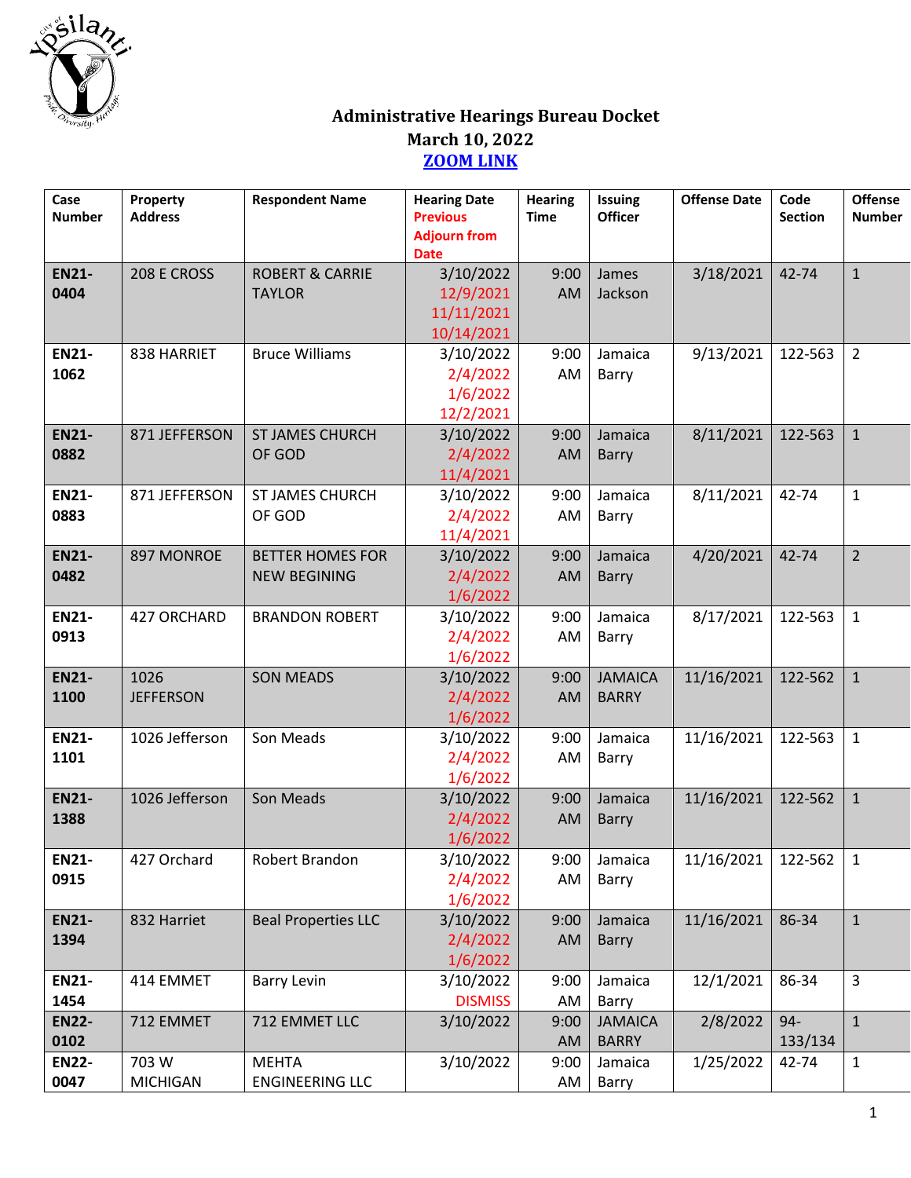## Administrative Hearings Bureau Docket
## March 10, 2022
## ZOOM LINK

| Case Number | Property Address | Respondent Name | Hearing Date Previous Adjourn from Date | Hearing Time | Issuing Officer | Offense Date | Code Section | Offense Number |
|---|---|---|---|---|---|---|---|---|
| **EN21-0404** | 208 E CROSS | ROBERT & CARRIE TAYLOR | 3/10/2022 12/9/2021 11/11/2021 10/14/2021 | 9:00 AM | James Jackson | 3/18/2021 | 42-74 | 1 |
| **EN21-1062** | 838 HARRIET | Bruce Williams | 3/10/2022 2/4/2022 1/6/2022 12/2/2021 | 9:00 AM | Jamaica Barry | 9/13/2021 | 122-563 | 2 |
| **EN21-0882** | 871 JEFFERSON | ST JAMES CHURCH OF GOD | 3/10/2022 2/4/2022 11/4/2021 | 9:00 AM | Jamaica Barry | 8/11/2021 | 122-563 | 1 |
| **EN21-0883** | 871 JEFFERSON | ST JAMES CHURCH OF GOD | 3/10/2022 2/4/2022 11/4/2021 | 9:00 AM | Jamaica Barry | 8/11/2021 | 42-74 | 1 |
| **EN21-0482** | 897 MONROE | BETTER HOMES FOR NEW BEGINING | 3/10/2022 2/4/2022 1/6/2022 | 9:00 AM | Jamaica Barry | 4/20/2021 | 42-74 | 2 |
| **EN21-0913** | 427 ORCHARD | BRANDON ROBERT | 3/10/2022 2/4/2022 1/6/2022 | 9:00 AM | Jamaica Barry | 8/17/2021 | 122-563 | 1 |
| **EN21-1100** | 1026 JEFFERSON | SON MEADS | 3/10/2022 2/4/2022 1/6/2022 | 9:00 AM | JAMAICA BARRY | 11/16/2021 | 122-562 | 1 |
| **EN21-1101** | 1026 Jefferson | Son Meads | 3/10/2022 2/4/2022 1/6/2022 | 9:00 AM | Jamaica Barry | 11/16/2021 | 122-563 | 1 |
| **EN21-1388** | 1026 Jefferson | Son Meads | 3/10/2022 2/4/2022 1/6/2022 | 9:00 AM | Jamaica Barry | 11/16/2021 | 122-562 | 1 |
| **EN21-0915** | 427 Orchard | Robert Brandon | 3/10/2022 2/4/2022 1/6/2022 | 9:00 AM | Jamaica Barry | 11/16/2021 | 122-562 | 1 |
| **EN21-1394** | 832 Harriet | Beal Properties LLC | 3/10/2022 2/4/2022 1/6/2022 | 9:00 AM | Jamaica Barry | 11/16/2021 | 86-34 | 1 |
| **EN21-1454** | 414 EMMET | Barry Levin | 3/10/2022 DISMISS | 9:00 AM | Jamaica Barry | 12/1/2021 | 86-34 | 3 |
| **EN22-0102** | 712 EMMET | 712 EMMET LLC | 3/10/2022 | 9:00 AM | JAMAICA BARRY | 2/8/2022 | 94-133/134 | 1 |
| **EN22-0047** | 703 W MICHIGAN | MEHTA ENGINEERING LLC | 3/10/2022 | 9:00 AM | Jamaica Barry | 1/25/2022 | 42-74 | 1 |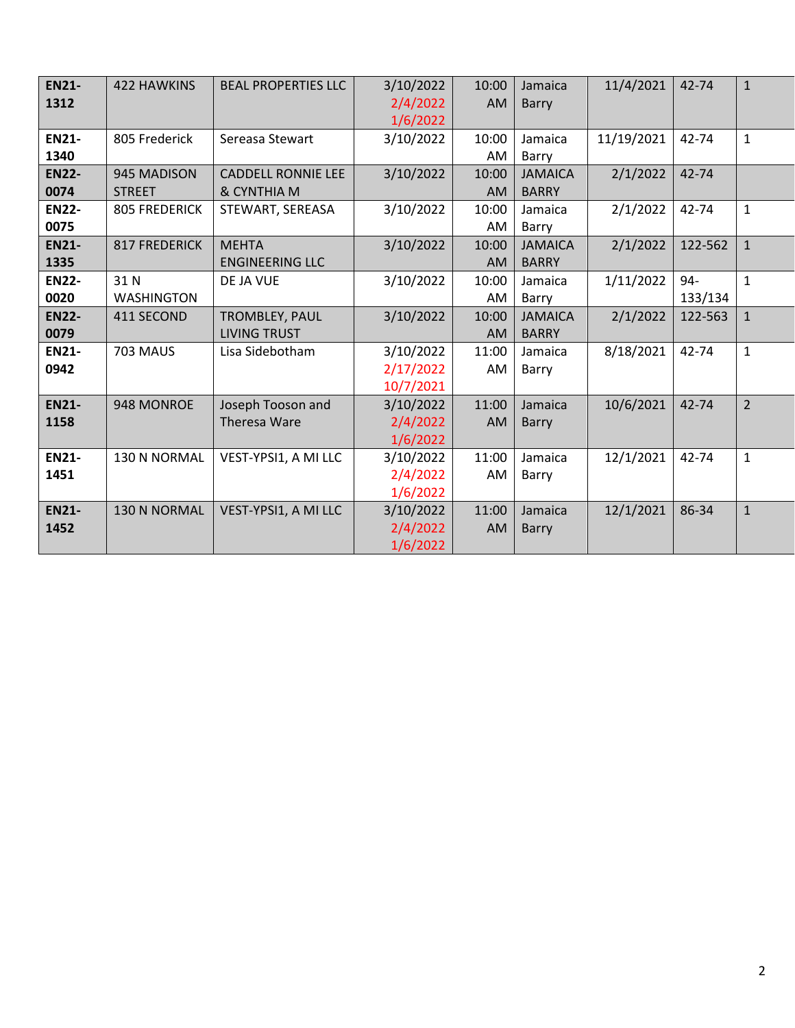| | | | | | | | | |
|---|---|---|---|---|---|---|---|---|
| **EN21-1312** | 422 HAWKINS | BEAL PROPERTIES LLC | 3/10/2022 2/4/2022 1/6/2022 | 10:00 AM | Jamaica Barry | 11/4/2021 | 42-74 | 1 |
| **EN21-1340** | 805 Frederick | Sereasa Stewart | 3/10/2022 | 10:00 AM | Jamaica Barry | 11/19/2021 | 42-74 | 1 |
| **EN22-0074** | 945 MADISON STREET | CADDELL RONNIE LEE & CYNTHIA M | 3/10/2022 | 10:00 AM | JAMAICA BARRY | 2/1/2022 | 42-74 | |
| **EN22-0075** | 805 FREDERICK | STEWART, SEREASA | 3/10/2022 | 10:00 AM | Jamaica Barry | 2/1/2022 | 42-74 | 1 |
| **EN21-1335** | 817 FREDERICK | MEHTA ENGINEERING LLC | 3/10/2022 | 10:00 AM | JAMAICA BARRY | 2/1/2022 | 122-562 | 1 |
| **EN22-0020** | 31 N WASHINGTON | DE JA VUE | 3/10/2022 | 10:00 AM | Jamaica Barry | 1/11/2022 | 94-133/134 | 1 |
| **EN22-0079** | 411 SECOND | TROMBLEY, PAUL LIVING TRUST | 3/10/2022 | 10:00 AM | JAMAICA BARRY | 2/1/2022 | 122-563 | 1 |
| **EN21-0942** | 703 MAUS | Lisa Sidebotham | 3/10/2022 2/17/2022 10/7/2021 | 11:00 AM | Jamaica Barry | 8/18/2021 | 42-74 | 1 |
| **EN21-1158** | 948 MONROE | Joseph Tooson and Theresa Ware | 3/10/2022 2/4/2022 1/6/2022 | 11:00 AM | Jamaica Barry | 10/6/2021 | 42-74 | 2 |
| **EN21-1451** | 130 N NORMAL | VEST-YPSI1, A MI LLC | 3/10/2022 2/4/2022 1/6/2022 | 11:00 AM | Jamaica Barry | 12/1/2021 | 42-74 | 1 |
| **EN21-1452** | 130 N NORMAL | VEST-YPSI1, A MI LLC | 3/10/2022 2/4/2022 1/6/2022 | 11:00 AM | Jamaica Barry | 12/1/2021 | 86-34 | 1 |